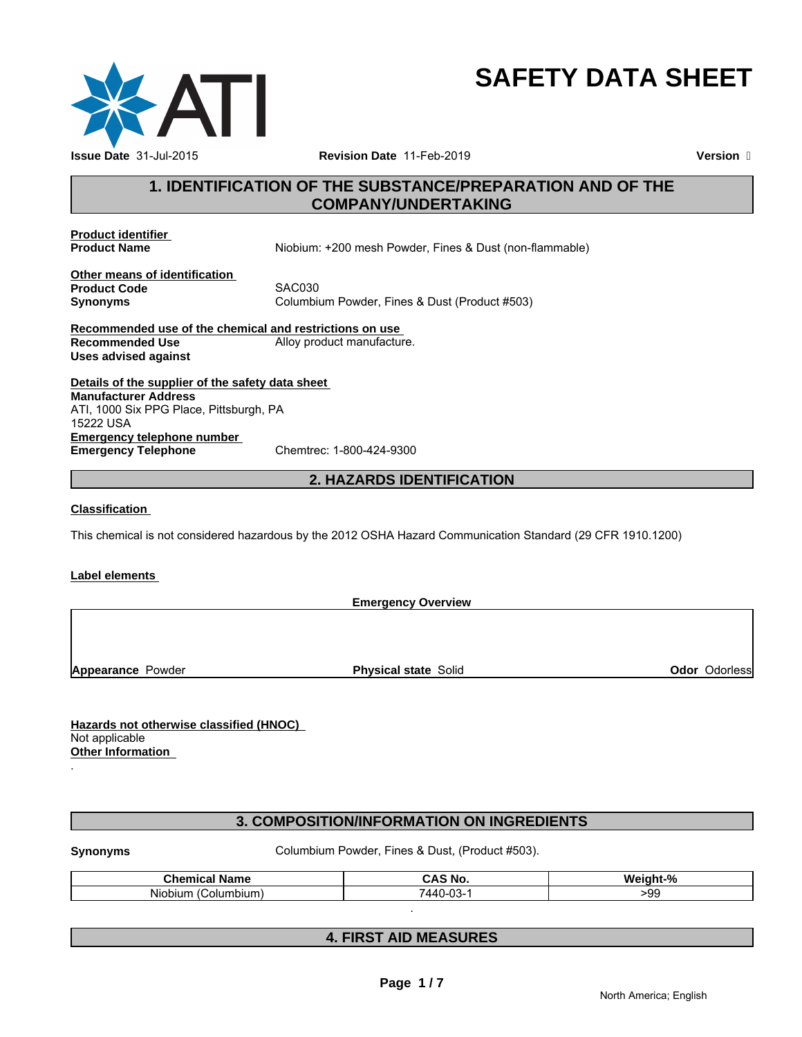ATI

# SAFETY DATA SHEET

**Issue Date** 31-Jul-2015 **Revision Date** 11-Feb-2019 **Version** 

## 1. IDENTIFICATION OF THE SUBSTANCE/PREPARATION AND OF THE COMPANY/UNDERTAKING

**Product identifier**

**Product Name** Niobium: +200 mesh Powder, Fines & Dust (non-flammable)

**Other means of identification**

**Product Code** SAC030

**Synonyms** Columbium Powder, Fines & Dust (Product #503)

**Recommended use of the chemical and restrictions on use**

**Recommended Use** Alloy product manufacture.

**Uses advised against**

**Details of the supplier of the safety data sheet**

**Manufacturer Address**
ATI, 1000 Six PPG Place, Pittsburgh, PA
15222 USA

**Emergency telephone number**

**Emergency Telephone** Chemtrec: 1-800-424-9300

## 2. HAZARDS IDENTIFICATION

**Classification**

This chemical is not considered hazardous by the 2012 OSHA Hazard Communication Standard (29 CFR 1910.1200)

**Label elements**

**Emergency Overview**

**Appearance** Powder **Physical state** Solid **Odor** Odorless

**Hazards not otherwise classified (HNOC)**
Not applicable

**Other Information**
.

## 3. COMPOSITION/INFORMATION ON INGREDIENTS

**Synonyms** Columbium Powder, Fines & Dust, (Product #503).

| Chemical Name | CAS No. | Weight-% |
|---|---|---|
| Niobium (Columbium) | 7440-03-1 | >99 |

.

## 4. FIRST AID MEASURES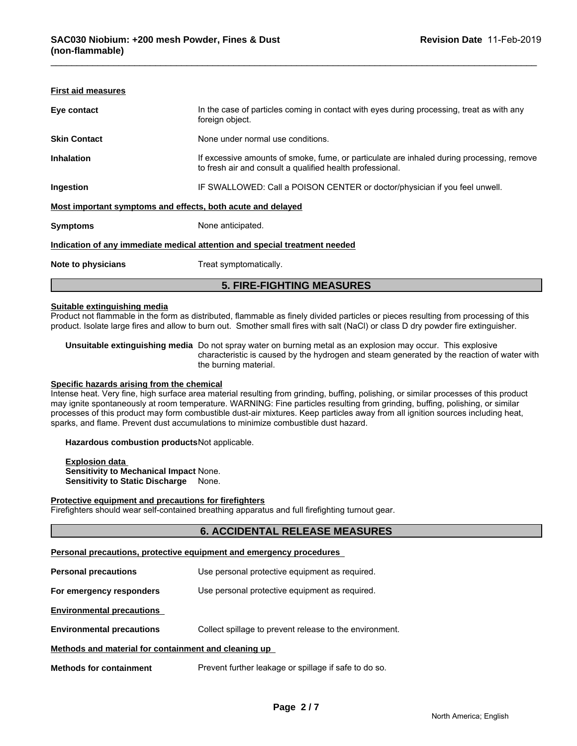**First aid measures**

| | |
|---|---|
| **Eye contact** | In the case of particles coming in contact with eyes during processing, treat as with any foreign object. |
| **Skin Contact** | None under normal use conditions. |
| **Inhalation** | If excessive amounts of smoke, fume, or particulate are inhaled during processing, remove to fresh air and consult a qualified health professional. |
| **Ingestion** | IF SWALLOWED: Call a POISON CENTER or doctor/physician if you feel unwell. |

**Most important symptoms and effects, both acute and delayed**

| | |
|---|---|
| **Symptoms** | None anticipated. |

**Indication of any immediate medical attention and special treatment needed**

| | |
|---|---|
| **Note to physicians** | Treat symptomatically. |

## 5. FIRE-FIGHTING MEASURES

**Suitable extinguishing media**

Product not flammable in the form as distributed, flammable as finely divided particles or pieces resulting from processing of this product. Isolate large fires and allow to burn out. Smother small fires with salt (NaCl) or class D dry powder fire extinguisher.

**Unsuitable extinguishing media** Do not spray water on burning metal as an explosion may occur. This explosive characteristic is caused by the hydrogen and steam generated by the reaction of water with the burning material.

**Specific hazards arising from the chemical**

Intense heat. Very fine, high surface area material resulting from grinding, buffing, polishing, or similar processes of this product may ignite spontaneously at room temperature. WARNING: Fine particles resulting from grinding, buffing, polishing, or similar processes of this product may form combustible dust-air mixtures. Keep particles away from all ignition sources including heat, sparks, and flame. Prevent dust accumulations to minimize combustible dust hazard.

**Hazardous combustion products** Not applicable.

**Explosion data**
**Sensitivity to Mechanical Impact** None.
**Sensitivity to Static Discharge** None.

**Protective equipment and precautions for firefighters**

Firefighters should wear self-contained breathing apparatus and full firefighting turnout gear.

## 6. ACCIDENTAL RELEASE MEASURES

**Personal precautions, protective equipment and emergency procedures**

| | |
|---|---|
| **Personal precautions** | Use personal protective equipment as required. |
| **For emergency responders** | Use personal protective equipment as required. |

**Environmental precautions**

| | |
|---|---|
| **Environmental precautions** | Collect spillage to prevent release to the environment. |

**Methods and material for containment and cleaning up**

| | |
|---|---|
| **Methods for containment** | Prevent further leakage or spillage if safe to do so. |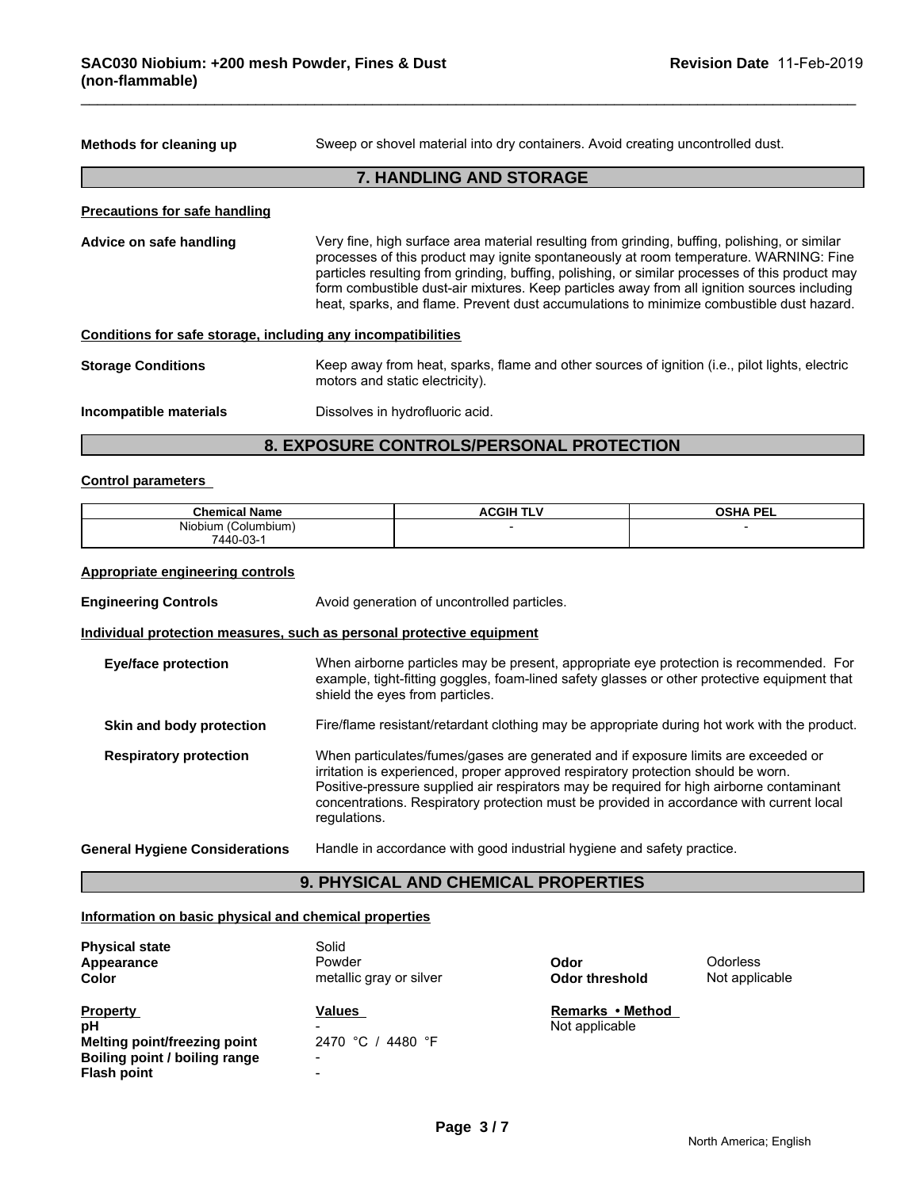**Methods for cleaning up** Sweep or shovel material into dry containers. Avoid creating uncontrolled dust.

## 7. HANDLING AND STORAGE

**Precautions for safe handling**

**Advice on safe handling** Very fine, high surface area material resulting from grinding, buffing, polishing, or similar processes of this product may ignite spontaneously at room temperature. WARNING: Fine particles resulting from grinding, buffing, polishing, or similar processes of this product may form combustible dust-air mixtures. Keep particles away from all ignition sources including heat, sparks, and flame. Prevent dust accumulations to minimize combustible dust hazard.

**Conditions for safe storage, including any incompatibilities**

**Storage Conditions** Keep away from heat, sparks, flame and other sources of ignition (i.e., pilot lights, electric motors and static electricity).

**Incompatible materials** Dissolves in hydrofluoric acid.

## 8. EXPOSURE CONTROLS/PERSONAL PROTECTION

**Control parameters**

| Chemical Name | ACGIH TLV | OSHA PEL |
|---|---|---|
| Niobium (Columbium) 7440-03-1 | - | - |

**Appropriate engineering controls**

**Engineering Controls** Avoid generation of uncontrolled particles.

**Individual protection measures, such as personal protective equipment**

**Eye/face protection** When airborne particles may be present, appropriate eye protection is recommended. For example, tight-fitting goggles, foam-lined safety glasses or other protective equipment that shield the eyes from particles.

**Skin and body protection** Fire/flame resistant/retardant clothing may be appropriate during hot work with the product.

**Respiratory protection** When particulates/fumes/gases are generated and if exposure limits are exceeded or irritation is experienced, proper approved respiratory protection should be worn. Positive-pressure supplied air respirators may be required for high airborne contaminant concentrations. Respiratory protection must be provided in accordance with current local regulations.

**General Hygiene Considerations** Handle in accordance with good industrial hygiene and safety practice.

## 9. PHYSICAL AND CHEMICAL PROPERTIES

**Information on basic physical and chemical properties**

**Physical state** Solid
**Appearance** Powder
**Color** metallic gray or silver
**Odor** Odorless
**Odor threshold** Not applicable

| Property | Values | Remarks • Method |
|---|---|---|
| pH | - | Not applicable |
| Melting point/freezing point | 2470 °C / 4480 °F | |
| Boiling point / boiling range | - | |
| Flash point | - | |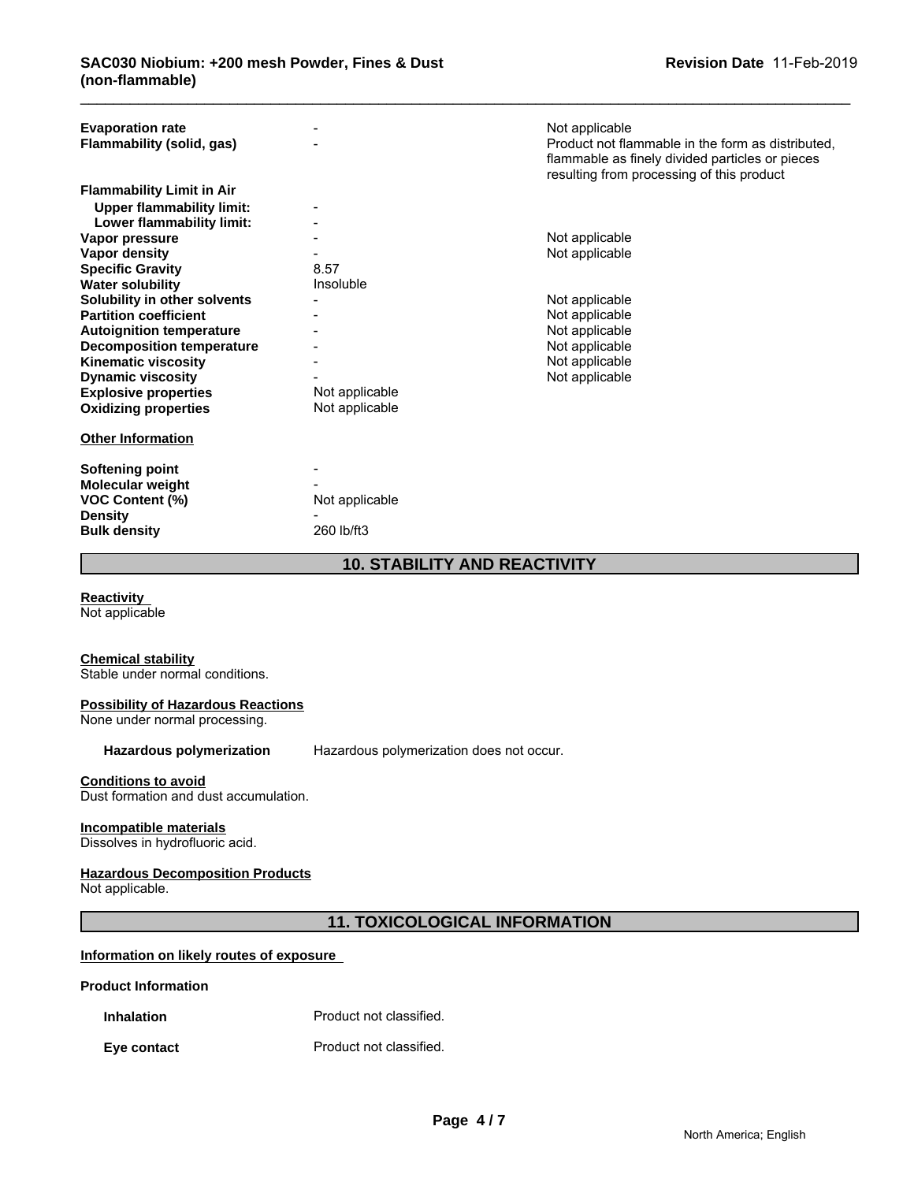| | | |
|---|---|---|
| **Evaporation rate** | - | Not applicable |
| **Flammability (solid, gas)** | - | Product not flammable in the form as distributed, flammable as finely divided particles or pieces resulting from processing of this product |
| **Flammability Limit in Air** | | |
| **Upper flammability limit:** | - | |
| **Lower flammability limit:** | - | |
| **Vapor pressure** | - | Not applicable |
| **Vapor density** | - | Not applicable |
| **Specific Gravity** | 8.57 | |
| **Water solubility** | Insoluble | |
| **Solubility in other solvents** | - | Not applicable |
| **Partition coefficient** | - | Not applicable |
| **Autoignition temperature** | - | Not applicable |
| **Decomposition temperature** | - | Not applicable |
| **Kinematic viscosity** | - | Not applicable |
| **Dynamic viscosity** | - | Not applicable |
| **Explosive properties** | Not applicable | |
| **Oxidizing properties** | Not applicable | |

**Other Information**

| | |
|---|---|
| **Softening point** | - |
| **Molecular weight** | - |
| **VOC Content (%)** | Not applicable |
| **Density** | - |
| **Bulk density** | 260 lb/ft3 |

## 10. STABILITY AND REACTIVITY

**Reactivity**
Not applicable

**Chemical stability**
Stable under normal conditions.

**Possibility of Hazardous Reactions**
None under normal processing.

**Hazardous polymerization** Hazardous polymerization does not occur.

**Conditions to avoid**
Dust formation and dust accumulation.

**Incompatible materials**
Dissolves in hydrofluoric acid.

**Hazardous Decomposition Products**
Not applicable.

## 11. TOXICOLOGICAL INFORMATION

**Information on likely routes of exposure**

**Product Information**

**Inhalation** Product not classified.

**Eye contact** Product not classified.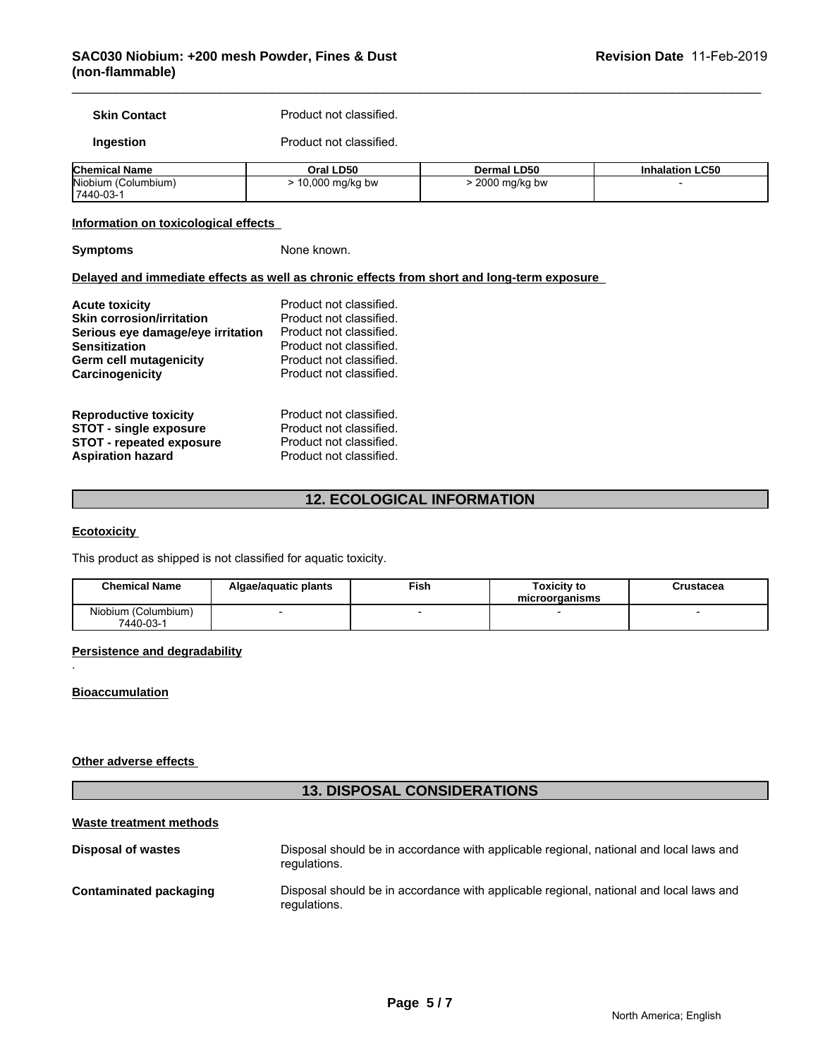**Skin Contact** Product not classified.

**Ingestion** Product not classified.

| Chemical Name | Oral LD50 | Dermal LD50 | Inhalation LC50 |
|---|---|---|---|
| Niobium (Columbium) 7440-03-1 | > 10,000 mg/kg bw | > 2000 mg/kg bw | - |

**Information on toxicological effects**

**Symptoms** None known.

**Delayed and immediate effects as well as chronic effects from short and long-term exposure**

**Acute toxicity** Product not classified.
**Skin corrosion/irritation** Product not classified.
**Serious eye damage/eye irritation** Product not classified.
**Sensitization** Product not classified.
**Germ cell mutagenicity** Product not classified.
**Carcinogenicity** Product not classified.

**Reproductive toxicity** Product not classified.
**STOT - single exposure** Product not classified.
**STOT - repeated exposure** Product not classified.
**Aspiration hazard** Product not classified.

## 12. ECOLOGICAL INFORMATION

**Ecotoxicity**

This product as shipped is not classified for aquatic toxicity.

| Chemical Name | Algae/aquatic plants | Fish | Toxicity to microorganisms | Crustacea |
|---|---|---|---|---|
| Niobium (Columbium) 7440-03-1 | - | - | - | - |

**Persistence and degradability**

.

**Bioaccumulation**

**Other adverse effects**

## 13. DISPOSAL CONSIDERATIONS

**Waste treatment methods**

**Disposal of wastes** Disposal should be in accordance with applicable regional, national and local laws and regulations.

**Contaminated packaging** Disposal should be in accordance with applicable regional, national and local laws and regulations.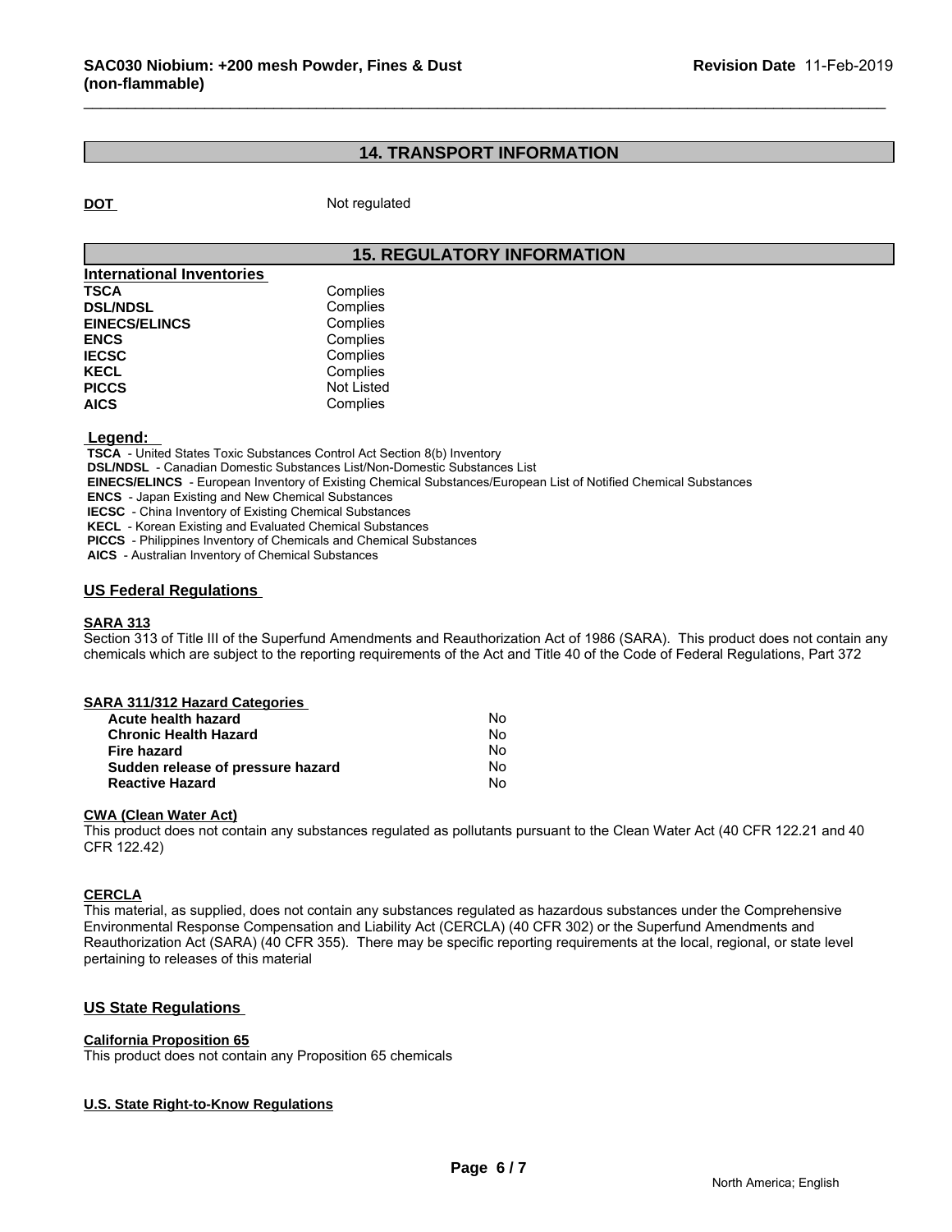## 14. TRANSPORT INFORMATION

**DOT** Not regulated

## 15. REGULATORY INFORMATION

**International Inventories**

| | |
|---|---|
| **TSCA** | Complies |
| **DSL/NDSL** | Complies |
| **EINECS/ELINCS** | Complies |
| **ENCS** | Complies |
| **IECSC** | Complies |
| **KECL** | Complies |
| **PICCS** | Not Listed |
| **AICS** | Complies |

**Legend:**

**TSCA** - United States Toxic Substances Control Act Section 8(b) Inventory
**DSL/NDSL** - Canadian Domestic Substances List/Non-Domestic Substances List
**EINECS/ELINCS** - European Inventory of Existing Chemical Substances/European List of Notified Chemical Substances
**ENCS** - Japan Existing and New Chemical Substances
**IECSC** - China Inventory of Existing Chemical Substances
**KECL** - Korean Existing and Evaluated Chemical Substances
**PICCS** - Philippines Inventory of Chemicals and Chemical Substances
**AICS** - Australian Inventory of Chemical Substances

### US Federal Regulations

**SARA 313**

Section 313 of Title III of the Superfund Amendments and Reauthorization Act of 1986 (SARA). This product does not contain any chemicals which are subject to the reporting requirements of the Act and Title 40 of the Code of Federal Regulations, Part 372

**SARA 311/312 Hazard Categories**

| | |
|---|---|
| **Acute health hazard** | No |
| **Chronic Health Hazard** | No |
| **Fire hazard** | No |
| **Sudden release of pressure hazard** | No |
| **Reactive Hazard** | No |

**CWA (Clean Water Act)**

This product does not contain any substances regulated as pollutants pursuant to the Clean Water Act (40 CFR 122.21 and 40 CFR 122.42)

**CERCLA**

This material, as supplied, does not contain any substances regulated as hazardous substances under the Comprehensive Environmental Response Compensation and Liability Act (CERCLA) (40 CFR 302) or the Superfund Amendments and Reauthorization Act (SARA) (40 CFR 355). There may be specific reporting requirements at the local, regional, or state level pertaining to releases of this material

### US State Regulations

**California Proposition 65**

This product does not contain any Proposition 65 chemicals

**U.S. State Right-to-Know Regulations**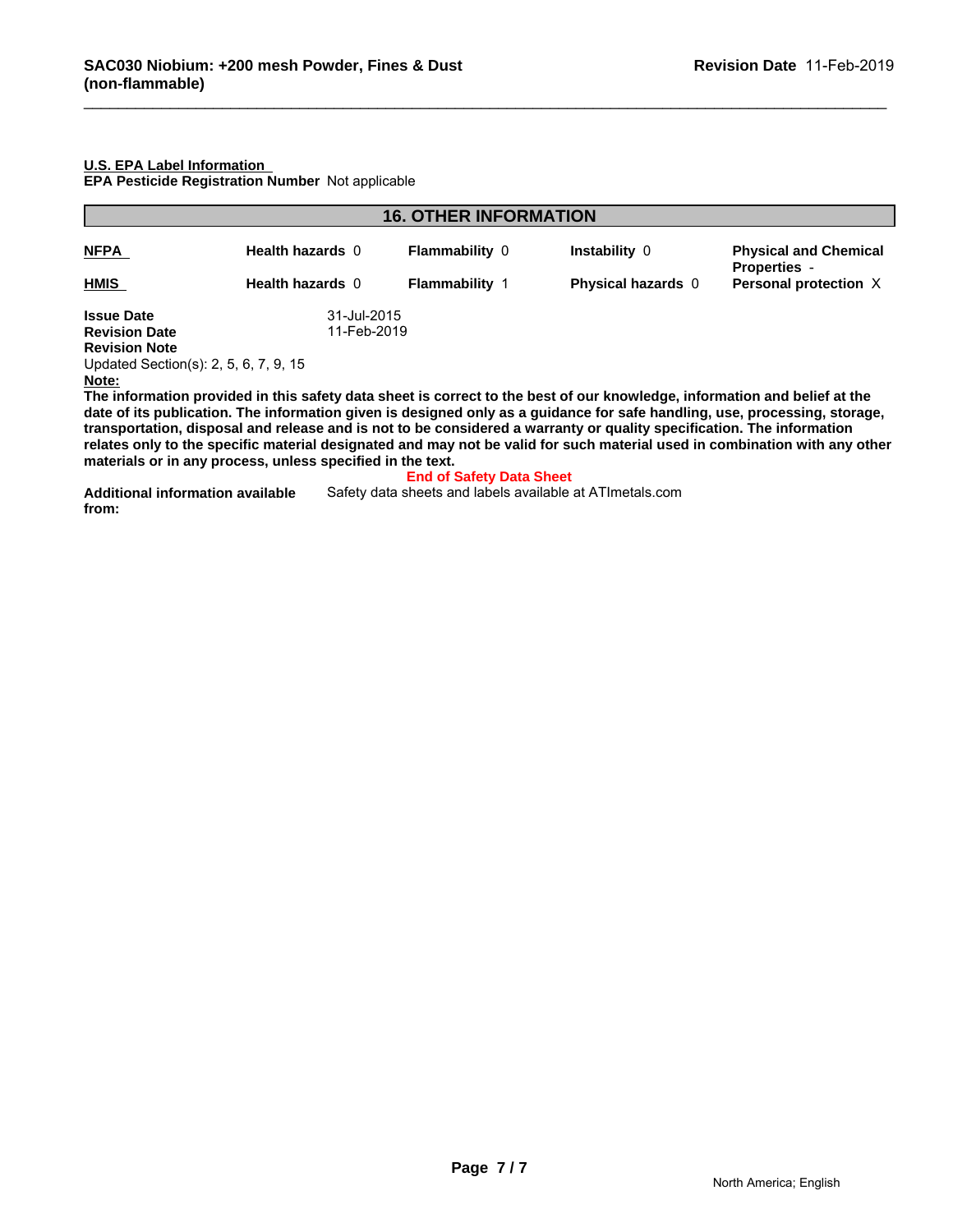**U.S. EPA Label Information**

**EPA Pesticide Registration Number** Not applicable

## 16. OTHER INFORMATION

| | | | | |
|---|---|---|---|---|
| **NFPA** | **Health hazards** 0 | **Flammability** 0 | **Instability** 0 | **Physical and Chemical Properties** - |
| **HMIS** | **Health hazards** 0 | **Flammability** 1 | **Physical hazards** 0 | **Personal protection** X |

**Issue Date** 31-Jul-2015

**Revision Date** 11-Feb-2019

**Revision Note**

Updated Section(s): 2, 5, 6, 7, 9, 15

**Note:**

**The information provided in this safety data sheet is correct to the best of our knowledge, information and belief at the date of its publication. The information given is designed only as a guidance for safe handling, use, processing, storage, transportation, disposal and release and is not to be considered a warranty or quality specification. The information relates only to the specific material designated and may not be valid for such material used in combination with any other materials or in any process, unless specified in the text.**

**End of Safety Data Sheet**

**Additional information available from:** Safety data sheets and labels available at ATImetals.com

North America; English